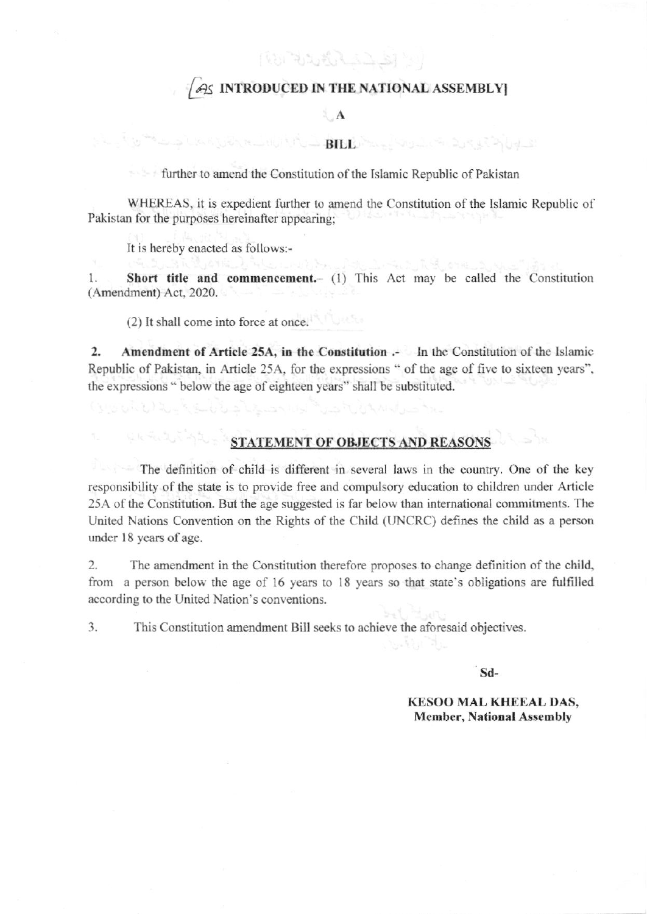[AS INTRODUCED IN THE NATIONAL ASSEMBLY]

A

**BILL**

further to amend the Constitution of the Islamic Republic of Pakistan

WHEREAS, it is expedient further to amend the Constitution of the Islamic Republic of Pakistan for the purposes hereinafter appearing;

It is hereby enacted as follows:-

1. **Short title and commencement.**- (1) This Act may be called the Constitution (Amendment) Act, 2020.

(2) It shall come into force at once.

2. **Amendment of Article 25A, in the Constitution .**- In the Constitution of the Islamic Republic of Pakistan, in Article 25A, for the expressions " of the age of five to sixteen years", the expressions " below the age of eighteen years" shall be substituted.

## STATEMENT OF OBJECTS AND REASONS

The definition of child is different in several laws in the country. One of the key responsibility of the state is to provide free and compulsory education to children under Article 25A of the Constitution. But the age suggested is far below than international commitments. The United Nations Convention on the Rights of the Child (UNCRC) defines the child as a person under 18 years of age.

2. The amendment in the Constitution therefore proposes to change definition of the child, from a person below the age of 16 years to 18 years so that state's obligations are fulfilled according to the United Nation's conventions.

3. This Constitution amendment Bill seeks to achieve the aforesaid objectives.

Sd-

**KESOO MAL KHEEAL DAS,**
**Member, National Assembly**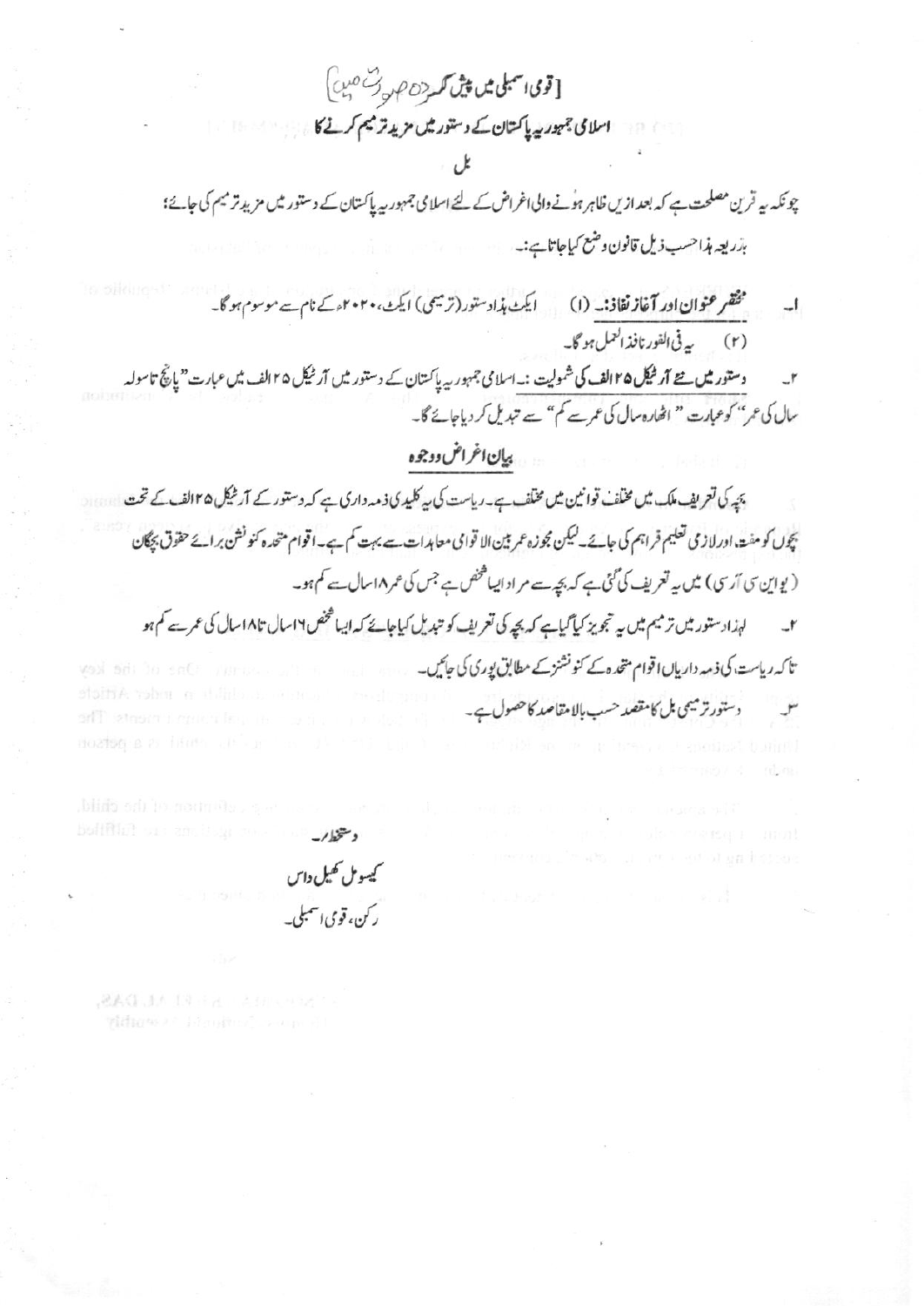[قومی اسمبلی میں پیش کردہ صورت میں]

## اسلامی جمہوریہ پاکستان کے دستور میں مزید ترمیم کرنے کا

## بل

چونکہ یہ قرین مصلحت ہے کہ بعد ازیں ظاہر ہونے والی اغراض کے لئے اسلامی جمہوریہ پاکستان کے دستور میں مزید ترمیم کی جائے؛

بذریعہ ہذا حسب ذیل قانون وضع کیا جاتا ہے:۔

۱۔ **مختصر عنوان اور آغاز نفاذ:۔** (۱) ایکٹ ہذا دستور (ترمیمی) ایکٹ، ۲۰۲۰ء کے نام سے موسوم ہو گا۔

(۲) یہ فی الفور نافذ العمل ہو گا۔

۲۔ **دستور میں نئے آرٹیکل ۲۵ الف کی شمولیت:۔** اسلامی جمہوریہ پاکستان کے دستور میں آرٹیکل ۲۵ الف میں عبارت "پانچ تا سولہ سال کی عمر" کو عبارت "اٹھارہ سال کی عمر سے کم" سے تبدیل کر دیا جائے گا۔

## بیان اغراض و وجوہ

بچہ کی تعریف ملک میں مختلف قوانین میں مختلف ہے۔ ریاست کی یہ کلیدی ذمہ داری ہے کہ دستور کے آرٹیکل ۲۵ الف کے تحت بچوں کو مفت اور لازمی تعلیم فراہم کی جائے۔ لیکن مجوزہ عمر بین الاقوامی معاہدات سے بہت کم ہے۔ اقوام متحدہ کنونشن برائے حقوق بچگان (یو این سی آر سی) میں یہ تعریف کی گئی ہے کہ بچہ سے مراد ایسا شخص ہے جس کی عمر ۱۸ سال سے کم ہو۔

۲۔ لہٰذا دستور میں ترمیم میں یہ تجویز کیا گیا ہے کہ بچہ کی تعریف کو تبدیل کیا جائے کہ ایسا شخص ۱۶ سال تا ۱۸ سال کی عمر سے کم ہو تاکہ ریاست کی ذمہ داریاں اقوام متحدہ کے کنونشنز کے مطابق پوری کی جائیں۔

۳۔ دستور ترمیمی بل کا مقصد حسب بالا مقاصد کا حصول ہے۔

دستخط/-

کیسو مل کھیل داس

رکن، قومی اسمبلی۔